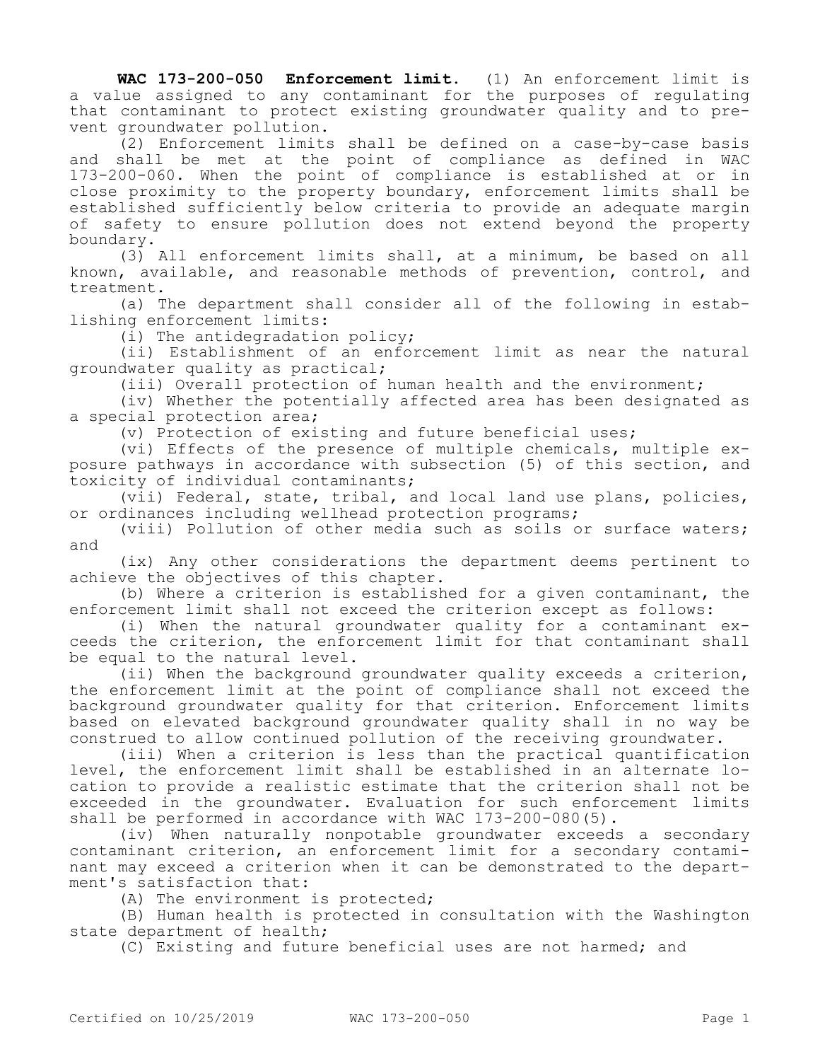**WAC 173-200-050 Enforcement limit.** (1) An enforcement limit is a value assigned to any contaminant for the purposes of regulating that contaminant to protect existing groundwater quality and to prevent groundwater pollution.

(2) Enforcement limits shall be defined on a case-by-case basis and shall be met at the point of compliance as defined in WAC 173-200-060. When the point of compliance is established at or in close proximity to the property boundary, enforcement limits shall be established sufficiently below criteria to provide an adequate margin of safety to ensure pollution does not extend beyond the property boundary.

(3) All enforcement limits shall, at a minimum, be based on all known, available, and reasonable methods of prevention, control, and treatment.

(a) The department shall consider all of the following in establishing enforcement limits:

(i) The antidegradation policy;

(ii) Establishment of an enforcement limit as near the natural groundwater quality as practical;

(iii) Overall protection of human health and the environment;

(iv) Whether the potentially affected area has been designated as a special protection area;

(v) Protection of existing and future beneficial uses;

(vi) Effects of the presence of multiple chemicals, multiple exposure pathways in accordance with subsection (5) of this section, and toxicity of individual contaminants;

(vii) Federal, state, tribal, and local land use plans, policies, or ordinances including wellhead protection programs;

(viii) Pollution of other media such as soils or surface waters; and

(ix) Any other considerations the department deems pertinent to achieve the objectives of this chapter.

(b) Where a criterion is established for a given contaminant, the enforcement limit shall not exceed the criterion except as follows:

(i) When the natural groundwater quality for a contaminant exceeds the criterion, the enforcement limit for that contaminant shall be equal to the natural level.

(ii) When the background groundwater quality exceeds a criterion, the enforcement limit at the point of compliance shall not exceed the background groundwater quality for that criterion. Enforcement limits based on elevated background groundwater quality shall in no way be construed to allow continued pollution of the receiving groundwater.

(iii) When a criterion is less than the practical quantification level, the enforcement limit shall be established in an alternate location to provide a realistic estimate that the criterion shall not be exceeded in the groundwater. Evaluation for such enforcement limits shall be performed in accordance with WAC 173-200-080(5).

(iv) When naturally nonpotable groundwater exceeds a secondary contaminant criterion, an enforcement limit for a secondary contaminant may exceed a criterion when it can be demonstrated to the department's satisfaction that:

(A) The environment is protected;

(B) Human health is protected in consultation with the Washington state department of health;

(C) Existing and future beneficial uses are not harmed; and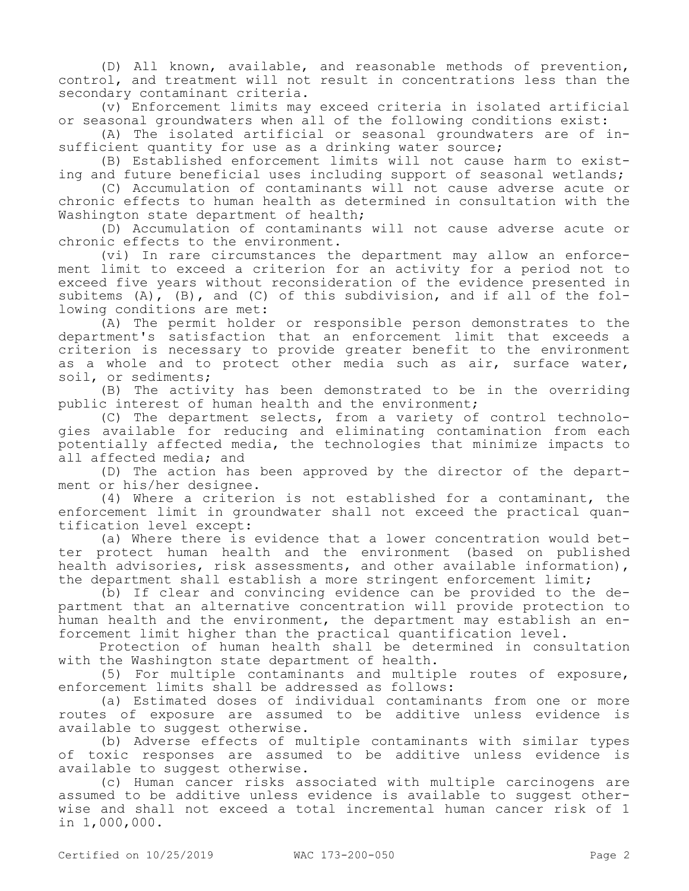(D) All known, available, and reasonable methods of prevention, control, and treatment will not result in concentrations less than the secondary contaminant criteria.

(v) Enforcement limits may exceed criteria in isolated artificial or seasonal groundwaters when all of the following conditions exist:

(A) The isolated artificial or seasonal groundwaters are of insufficient quantity for use as a drinking water source;

(B) Established enforcement limits will not cause harm to existing and future beneficial uses including support of seasonal wetlands;

(C) Accumulation of contaminants will not cause adverse acute or chronic effects to human health as determined in consultation with the Washington state department of health;

(D) Accumulation of contaminants will not cause adverse acute or chronic effects to the environment.

(vi) In rare circumstances the department may allow an enforcement limit to exceed a criterion for an activity for a period not to exceed five years without reconsideration of the evidence presented in subitems (A), (B), and (C) of this subdivision, and if all of the following conditions are met:

(A) The permit holder or responsible person demonstrates to the department's satisfaction that an enforcement limit that exceeds a criterion is necessary to provide greater benefit to the environment as a whole and to protect other media such as air, surface water, soil, or sediments;

(B) The activity has been demonstrated to be in the overriding public interest of human health and the environment;

(C) The department selects, from a variety of control technologies available for reducing and eliminating contamination from each potentially affected media, the technologies that minimize impacts to all affected media; and

(D) The action has been approved by the director of the department or his/her designee.

(4) Where a criterion is not established for a contaminant, the enforcement limit in groundwater shall not exceed the practical quantification level except:

(a) Where there is evidence that a lower concentration would better protect human health and the environment (based on published health advisories, risk assessments, and other available information), the department shall establish a more stringent enforcement limit;

(b) If clear and convincing evidence can be provided to the department that an alternative concentration will provide protection to human health and the environment, the department may establish an enforcement limit higher than the practical quantification level.

Protection of human health shall be determined in consultation with the Washington state department of health.

(5) For multiple contaminants and multiple routes of exposure, enforcement limits shall be addressed as follows:

(a) Estimated doses of individual contaminants from one or more routes of exposure are assumed to be additive unless evidence is available to suggest otherwise.

(b) Adverse effects of multiple contaminants with similar types of toxic responses are assumed to be additive unless evidence is available to suggest otherwise.

(c) Human cancer risks associated with multiple carcinogens are assumed to be additive unless evidence is available to suggest otherwise and shall not exceed a total incremental human cancer risk of 1 in 1,000,000.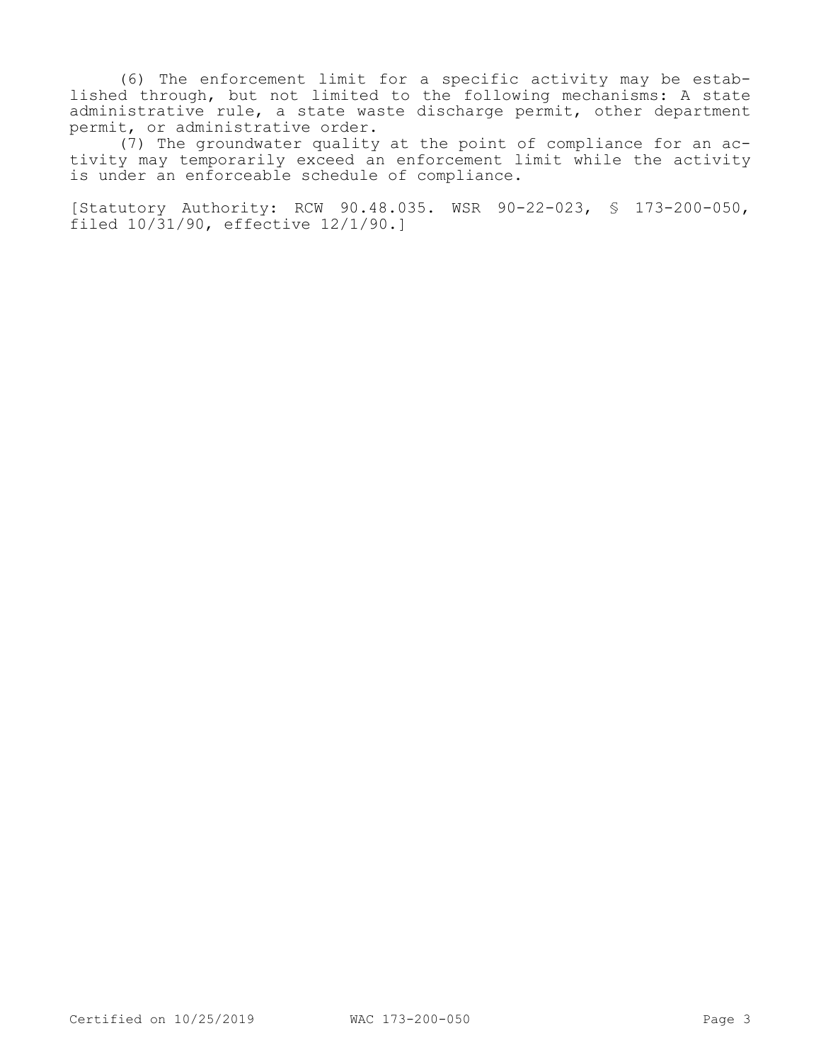(6) The enforcement limit for a specific activity may be established through, but not limited to the following mechanisms: A state administrative rule, a state waste discharge permit, other department permit, or administrative order.

(7) The groundwater quality at the point of compliance for an activity may temporarily exceed an enforcement limit while the activity is under an enforceable schedule of compliance.

[Statutory Authority: RCW 90.48.035. WSR 90-22-023, § 173-200-050, filed 10/31/90, effective 12/1/90.]